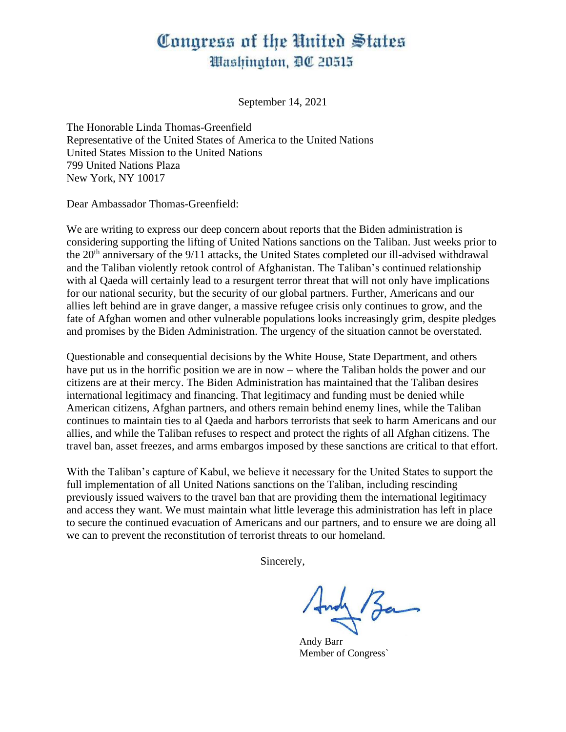# Congress of the United States
## Washington, DC 20515

September 14, 2021

The Honorable Linda Thomas-Greenfield
Representative of the United States of America to the United Nations
United States Mission to the United Nations
799 United Nations Plaza
New York, NY 10017

Dear Ambassador Thomas-Greenfield:

We are writing to express our deep concern about reports that the Biden administration is considering supporting the lifting of United Nations sanctions on the Taliban. Just weeks prior to the 20th anniversary of the 9/11 attacks, the United States completed our ill-advised withdrawal and the Taliban violently retook control of Afghanistan. The Taliban's continued relationship with al Qaeda will certainly lead to a resurgent terror threat that will not only have implications for our national security, but the security of our global partners. Further, Americans and our allies left behind are in grave danger, a massive refugee crisis only continues to grow, and the fate of Afghan women and other vulnerable populations looks increasingly grim, despite pledges and promises by the Biden Administration. The urgency of the situation cannot be overstated.

Questionable and consequential decisions by the White House, State Department, and others have put us in the horrific position we are in now – where the Taliban holds the power and our citizens are at their mercy. The Biden Administration has maintained that the Taliban desires international legitimacy and financing. That legitimacy and funding must be denied while American citizens, Afghan partners, and others remain behind enemy lines, while the Taliban continues to maintain ties to al Qaeda and harbors terrorists that seek to harm Americans and our allies, and while the Taliban refuses to respect and protect the rights of all Afghan citizens. The travel ban, asset freezes, and arms embargos imposed by these sanctions are critical to that effort.

With the Taliban's capture of Kabul, we believe it necessary for the United States to support the full implementation of all United Nations sanctions on the Taliban, including rescinding previously issued waivers to the travel ban that are providing them the international legitimacy and access they want. We must maintain what little leverage this administration has left in place to secure the continued evacuation of Americans and our partners, and to ensure we are doing all we can to prevent the reconstitution of terrorist threats to our homeland.

Sincerely,

Andy Barr
Member of Congress`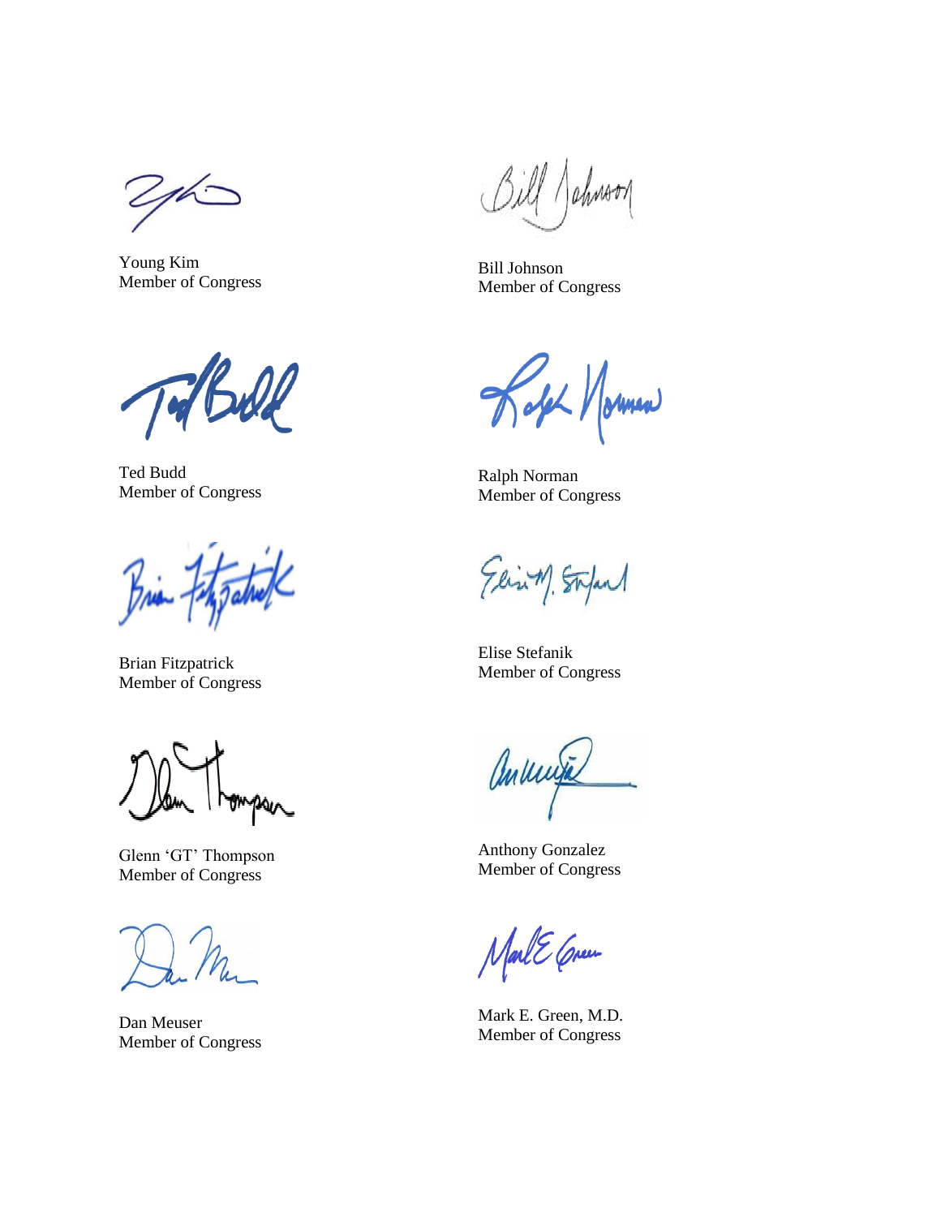Young Kim
Member of Congress

Bill Johnson
Member of Congress

Ted Budd
Member of Congress

Ralph Norman
Member of Congress

Brian Fitzpatrick
Member of Congress

Elise Stefanik
Member of Congress

Glenn ‘GT’ Thompson
Member of Congress

Anthony Gonzalez
Member of Congress

Dan Meuser
Member of Congress

Mark E. Green, M.D.
Member of Congress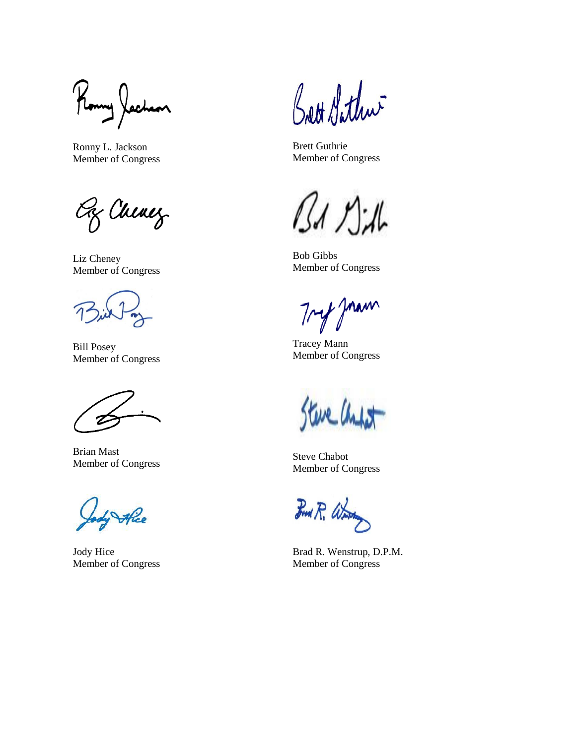Ronny L. Jackson
Member of Congress

Brett Guthrie
Member of Congress

Liz Cheney
Member of Congress

Bob Gibbs
Member of Congress

Bill Posey
Member of Congress

Tracey Mann
Member of Congress

Brian Mast
Member of Congress

Steve Chabot
Member of Congress

Jody Hice
Member of Congress

Brad R. Wenstrup, D.P.M.
Member of Congress